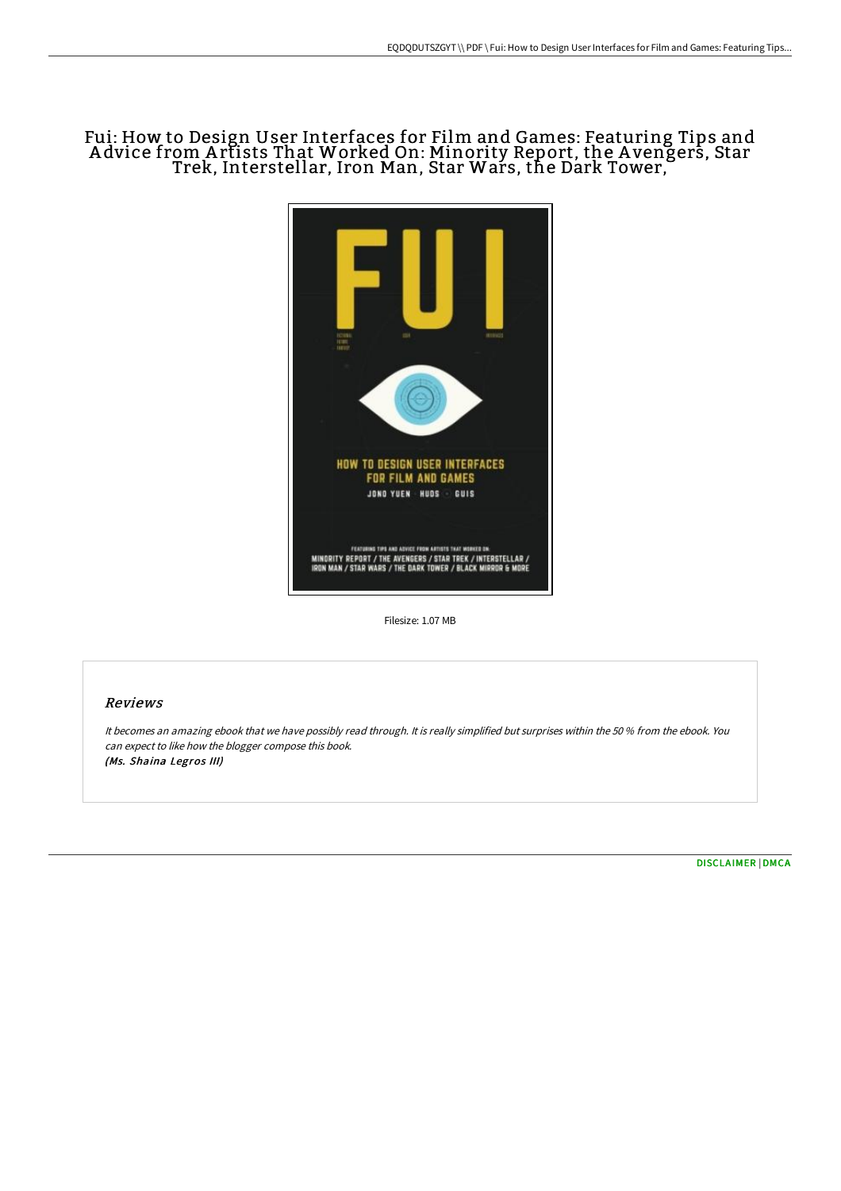# Fui: How to Design User Interfaces for Film and Games: Featuring Tips and Advice from Artists That Worked On: Minority Report, the Avengers, Star Trek, Interstellar, Iron Man, Star Wars, the Dark Tower,

Filesize: 1.07 MB

## Reviews

*It becomes an amazing ebook that we have possibly read through. It is really simplified but surprises within the 50 % from the ebook. You can expect to like how the blogger compose this book.*
***(Ms. Shaina Legros III)***

DISCLAIMER | DMCA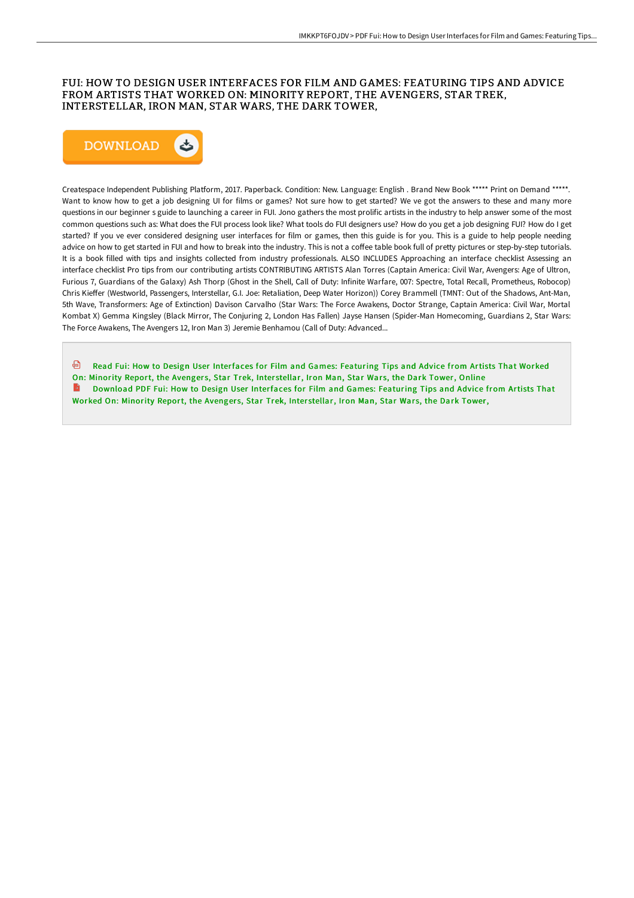# FUI: HOW TO DESIGN USER INTERFACES FOR FILM AND GAMES: FEATURING TIPS AND ADVICE FROM ARTISTS THAT WORKED ON: MINORITY REPORT, THE AVENGERS, STAR TREK, INTERSTELLAR, IRON MAN, STAR WARS, THE DARK TOWER,

DOWNLOAD

Createspace Independent Publishing Platform, 2017. Paperback. Condition: New. Language: English . Brand New Book ***** Print on Demand *****. Want to know how to get a job designing UI for films or games? Not sure how to get started? We ve got the answers to these and many more questions in our beginner s guide to launching a career in FUI. Jono gathers the most prolific artists in the industry to help answer some of the most common questions such as: What does the FUI process look like? What tools do FUI designers use? How do you get a job designing FUI? How do I get started? If you ve ever considered designing user interfaces for film or games, then this guide is for you. This is a guide to help people needing advice on how to get started in FUI and how to break into the industry. This is not a coffee table book full of pretty pictures or step-by-step tutorials. It is a book filled with tips and insights collected from industry professionals. ALSO INCLUDES Approaching an interface checklist Assessing an interface checklist Pro tips from our contributing artists CONTRIBUTING ARTISTS Alan Torres (Captain America: Civil War, Avengers: Age of Ultron, Furious 7, Guardians of the Galaxy) Ash Thorp (Ghost in the Shell, Call of Duty: Infinite Warfare, 007: Spectre, Total Recall, Prometheus, Robocop) Chris Kieffer (Westworld, Passengers, Interstellar, G.I. Joe: Retaliation, Deep Water Horizon)) Corey Brammell (TMNT: Out of the Shadows, Ant-Man, 5th Wave, Transformers: Age of Extinction) Davison Carvalho (Star Wars: The Force Awakens, Doctor Strange, Captain America: Civil War, Mortal Kombat X) Gemma Kingsley (Black Mirror, The Conjuring 2, London Has Fallen) Jayse Hansen (Spider-Man Homecoming, Guardians 2, Star Wars: The Force Awakens, The Avengers 12, Iron Man 3) Jeremie Benhamou (Call of Duty: Advanced...

Read Fui: How to Design User Interfaces for Film and Games: Featuring Tips and Advice from Artists That Worked On: Minority Report, the Avengers, Star Trek, Interstellar, Iron Man, Star Wars, the Dark Tower, Online

Download PDF Fui: How to Design User Interfaces for Film and Games: Featuring Tips and Advice from Artists That Worked On: Minority Report, the Avengers, Star Trek, Interstellar, Iron Man, Star Wars, the Dark Tower,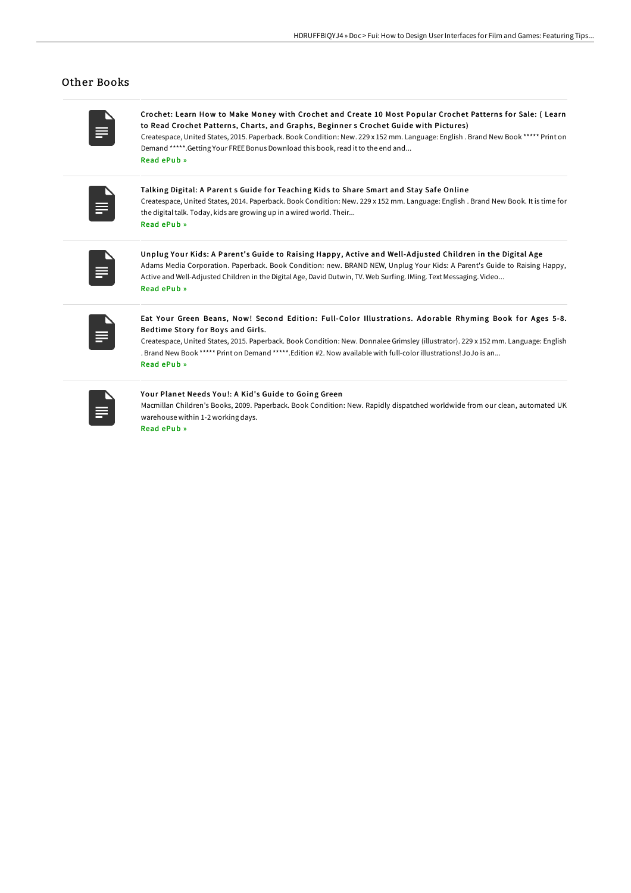## Other Books

**Crochet: Learn How to Make Money with Crochet and Create 10 Most Popular Crochet Patterns for Sale: ( Learn to Read Crochet Patterns, Charts, and Graphs, Beginner s Crochet Guide with Pictures)**

Createspace, United States, 2015. Paperback. Book Condition: New. 229 x 152 mm. Language: English . Brand New Book ***** Print on Demand *****.Getting Your FREE Bonus Download this book, read it to the end and...

Read ePub »

**Talking Digital: A Parent s Guide for Teaching Kids to Share Smart and Stay Safe Online**

Createspace, United States, 2014. Paperback. Book Condition: New. 229 x 152 mm. Language: English . Brand New Book. It is time for the digital talk. Today, kids are growing up in a wired world. Their...

Read ePub »

**Unplug Your Kids: A Parent's Guide to Raising Happy, Active and Well-Adjusted Children in the Digital Age**

Adams Media Corporation. Paperback. Book Condition: new. BRAND NEW, Unplug Your Kids: A Parent's Guide to Raising Happy, Active and Well-Adjusted Children in the Digital Age, David Dutwin, TV. Web Surfing. IMing. Text Messaging. Video...

Read ePub »

**Eat Your Green Beans, Now! Second Edition: Full-Color Illustrations. Adorable Rhyming Book for Ages 5-8. Bedtime Story for Boys and Girls.**

Createspace, United States, 2015. Paperback. Book Condition: New. Donnalee Grimsley (illustrator). 229 x 152 mm. Language: English . Brand New Book ***** Print on Demand *****.Edition #2. Now available with full-color illustrations! JoJo is an...

Read ePub »

**Your Planet Needs You!: A Kid's Guide to Going Green**

Macmillan Children's Books, 2009. Paperback. Book Condition: New. Rapidly dispatched worldwide from our clean, automated UK warehouse within 1-2 working days.

Read ePub »